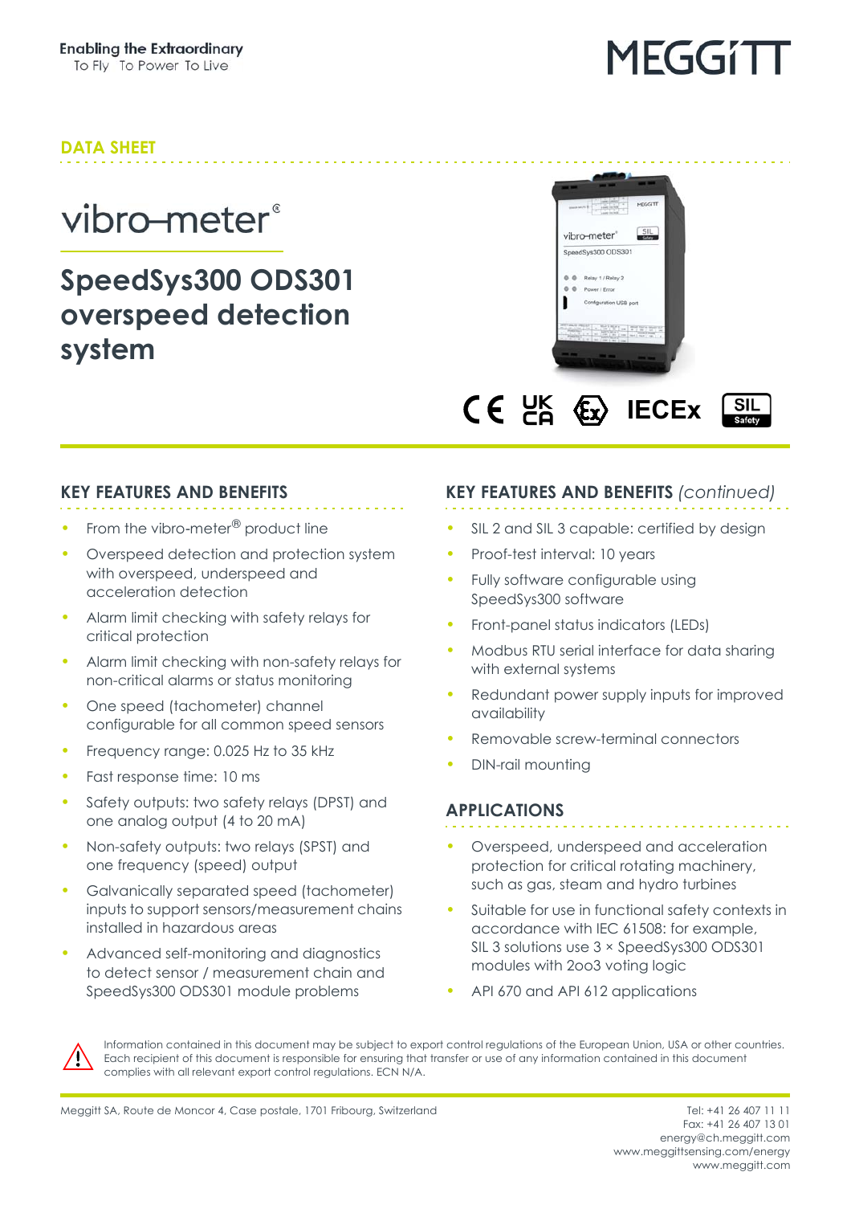Enabling the Extraordinary
To Fly To Power To Live

MEGGITT

DATA SHEET

vibro-meter®

# SpeedSys300 ODS301 overspeed detection system

## KEY FEATURES AND BENEFITS

- From the vibro-meter® product line
- Overspeed detection and protection system with overspeed, underspeed and acceleration detection
- Alarm limit checking with safety relays for critical protection
- Alarm limit checking with non-safety relays for non-critical alarms or status monitoring
- One speed (tachometer) channel configurable for all common speed sensors
- Frequency range: 0.025 Hz to 35 kHz
- Fast response time: 10 ms
- Safety outputs: two safety relays (DPST) and one analog output (4 to 20 mA)
- Non-safety outputs: two relays (SPST) and one frequency (speed) output
- Galvanically separated speed (tachometer) inputs to support sensors/measurement chains installed in hazardous areas
- Advanced self-monitoring and diagnostics to detect sensor / measurement chain and SpeedSys300 ODS301 module problems

## KEY FEATURES AND BENEFITS *(continued)*

- SIL 2 and SIL 3 capable: certified by design
- Proof-test interval: 10 years
- Fully software configurable using SpeedSys300 software
- Front-panel status indicators (LEDs)
- Modbus RTU serial interface for data sharing with external systems
- Redundant power supply inputs for improved availability
- Removable screw-terminal connectors
- DIN-rail mounting

## APPLICATIONS

- Overspeed, underspeed and acceleration protection for critical rotating machinery, such as gas, steam and hydro turbines
- Suitable for use in functional safety contexts in accordance with IEC 61508: for example, SIL 3 solutions use 3 × SpeedSys300 ODS301 modules with 2oo3 voting logic
- API 670 and API 612 applications

Information contained in this document may be subject to export control regulations of the European Union, USA or other countries. Each recipient of this document is responsible for ensuring that transfer or use of any information contained in this document complies with all relevant export control regulations. ECN N/A.

Meggitt SA, Route de Moncor 4, Case postale, 1701 Fribourg, Switzerland

Tel: +41 26 407 11 11
Fax: +41 26 407 13 01
energy@ch.meggitt.com
www.meggittsensing.com/energy
www.meggitt.com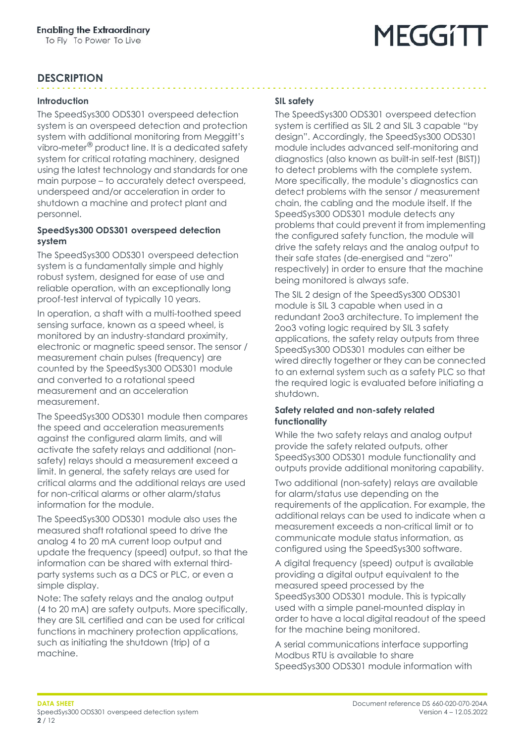## DESCRIPTION

### Introduction

The SpeedSys300 ODS301 overspeed detection system is an overspeed detection and protection system with additional monitoring from Meggitt's vibro-meter® product line. It is a dedicated safety system for critical rotating machinery, designed using the latest technology and standards for one main purpose – to accurately detect overspeed, underspeed and/or acceleration in order to shutdown a machine and protect plant and personnel.

### SpeedSys300 ODS301 overspeed detection system

The SpeedSys300 ODS301 overspeed detection system is a fundamentally simple and highly robust system, designed for ease of use and reliable operation, with an exceptionally long proof-test interval of typically 10 years.

In operation, a shaft with a multi-toothed speed sensing surface, known as a speed wheel, is monitored by an industry-standard proximity, electronic or magnetic speed sensor. The sensor / measurement chain pulses (frequency) are counted by the SpeedSys300 ODS301 module and converted to a rotational speed measurement and an acceleration measurement.

The SpeedSys300 ODS301 module then compares the speed and acceleration measurements against the configured alarm limits, and will activate the safety relays and additional (non-safety) relays should a measurement exceed a limit. In general, the safety relays are used for critical alarms and the additional relays are used for non-critical alarms or other alarm/status information for the module.

The SpeedSys300 ODS301 module also uses the measured shaft rotational speed to drive the analog 4 to 20 mA current loop output and update the frequency (speed) output, so that the information can be shared with external third-party systems such as a DCS or PLC, or even a simple display.

Note: The safety relays and the analog output (4 to 20 mA) are safety outputs. More specifically, they are SIL certified and can be used for critical functions in machinery protection applications, such as initiating the shutdown (trip) of a machine.

### SIL safety

The SpeedSys300 ODS301 overspeed detection system is certified as SIL 2 and SIL 3 capable "by design". Accordingly, the SpeedSys300 ODS301 module includes advanced self-monitoring and diagnostics (also known as built-in self-test (BIST)) to detect problems with the complete system. More specifically, the module's diagnostics can detect problems with the sensor / measurement chain, the cabling and the module itself. If the SpeedSys300 ODS301 module detects any problems that could prevent it from implementing the configured safety function, the module will drive the safety relays and the analog output to their safe states (de-energised and "zero" respectively) in order to ensure that the machine being monitored is always safe.

The SIL 2 design of the SpeedSys300 ODS301 module is SIL 3 capable when used in a redundant 2oo3 architecture. To implement the 2oo3 voting logic required by SIL 3 safety applications, the safety relay outputs from three SpeedSys300 ODS301 modules can either be wired directly together or they can be connected to an external system such as a safety PLC so that the required logic is evaluated before initiating a shutdown.

### Safety related and non-safety related functionality

While the two safety relays and analog output provide the safety related outputs, other SpeedSys300 ODS301 module functionality and outputs provide additional monitoring capability.

Two additional (non-safety) relays are available for alarm/status use depending on the requirements of the application. For example, the additional relays can be used to indicate when a measurement exceeds a non-critical limit or to communicate module status information, as configured using the SpeedSys300 software.

A digital frequency (speed) output is available providing a digital output equivalent to the measured speed processed by the SpeedSys300 ODS301 module. This is typically used with a simple panel-mounted display in order to have a local digital readout of the speed for the machine being monitored.

A serial communications interface supporting Modbus RTU is available to share SpeedSys300 ODS301 module information with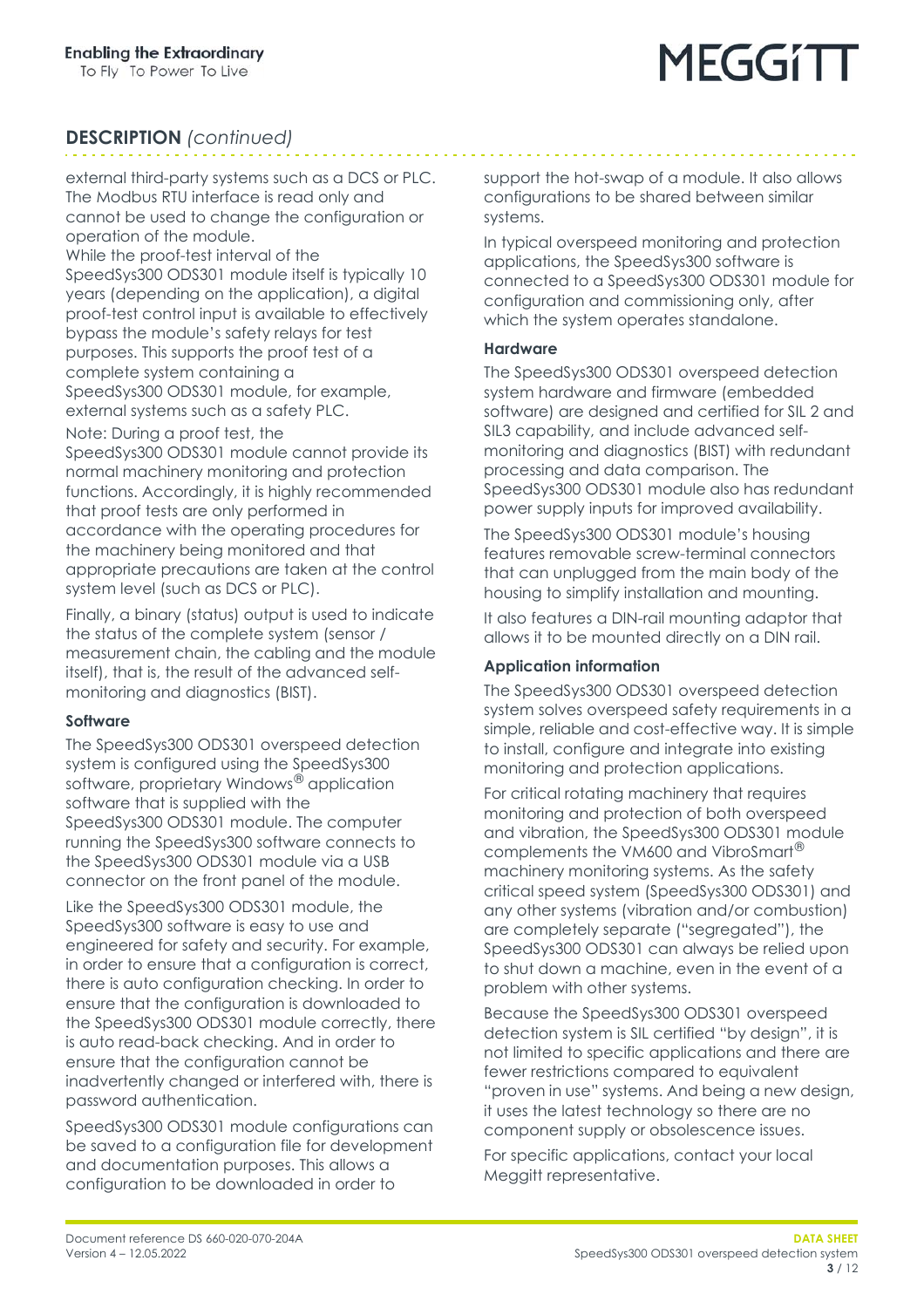## DESCRIPTION *(continued)*

external third-party systems such as a DCS or PLC. The Modbus RTU interface is read only and cannot be used to change the configuration or operation of the module.

While the proof-test interval of the SpeedSys300 ODS301 module itself is typically 10 years (depending on the application), a digital proof-test control input is available to effectively bypass the module's safety relays for test purposes. This supports the proof test of a complete system containing a SpeedSys300 ODS301 module, for example, external systems such as a safety PLC.

Note: During a proof test, the SpeedSys300 ODS301 module cannot provide its normal machinery monitoring and protection functions. Accordingly, it is highly recommended that proof tests are only performed in accordance with the operating procedures for the machinery being monitored and that appropriate precautions are taken at the control system level (such as DCS or PLC).

Finally, a binary (status) output is used to indicate the status of the complete system (sensor / measurement chain, the cabling and the module itself), that is, the result of the advanced self-monitoring and diagnostics (BIST).

### Software

The SpeedSys300 ODS301 overspeed detection system is configured using the SpeedSys300 software, proprietary Windows® application software that is supplied with the SpeedSys300 ODS301 module. The computer running the SpeedSys300 software connects to the SpeedSys300 ODS301 module via a USB connector on the front panel of the module.

Like the SpeedSys300 ODS301 module, the SpeedSys300 software is easy to use and engineered for safety and security. For example, in order to ensure that a configuration is correct, there is auto configuration checking. In order to ensure that the configuration is downloaded to the SpeedSys300 ODS301 module correctly, there is auto read-back checking. And in order to ensure that the configuration cannot be inadvertently changed or interfered with, there is password authentication.

SpeedSys300 ODS301 module configurations can be saved to a configuration file for development and documentation purposes. This allows a configuration to be downloaded in order to support the hot-swap of a module. It also allows configurations to be shared between similar systems.

In typical overspeed monitoring and protection applications, the SpeedSys300 software is connected to a SpeedSys300 ODS301 module for configuration and commissioning only, after which the system operates standalone.

### Hardware

The SpeedSys300 ODS301 overspeed detection system hardware and firmware (embedded software) are designed and certified for SIL 2 and SIL3 capability, and include advanced self-monitoring and diagnostics (BIST) with redundant processing and data comparison. The SpeedSys300 ODS301 module also has redundant power supply inputs for improved availability.

The SpeedSys300 ODS301 module's housing features removable screw-terminal connectors that can unplugged from the main body of the housing to simplify installation and mounting.

It also features a DIN-rail mounting adaptor that allows it to be mounted directly on a DIN rail.

### Application information

The SpeedSys300 ODS301 overspeed detection system solves overspeed safety requirements in a simple, reliable and cost-effective way. It is simple to install, configure and integrate into existing monitoring and protection applications.

For critical rotating machinery that requires monitoring and protection of both overspeed and vibration, the SpeedSys300 ODS301 module complements the VM600 and VibroSmart® machinery monitoring systems. As the safety critical speed system (SpeedSys300 ODS301) and any other systems (vibration and/or combustion) are completely separate ("segregated"), the SpeedSys300 ODS301 can always be relied upon to shut down a machine, even in the event of a problem with other systems.

Because the SpeedSys300 ODS301 overspeed detection system is SIL certified "by design", it is not limited to specific applications and there are fewer restrictions compared to equivalent "proven in use" systems. And being a new design, it uses the latest technology so there are no component supply or obsolescence issues.

For specific applications, contact your local Meggitt representative.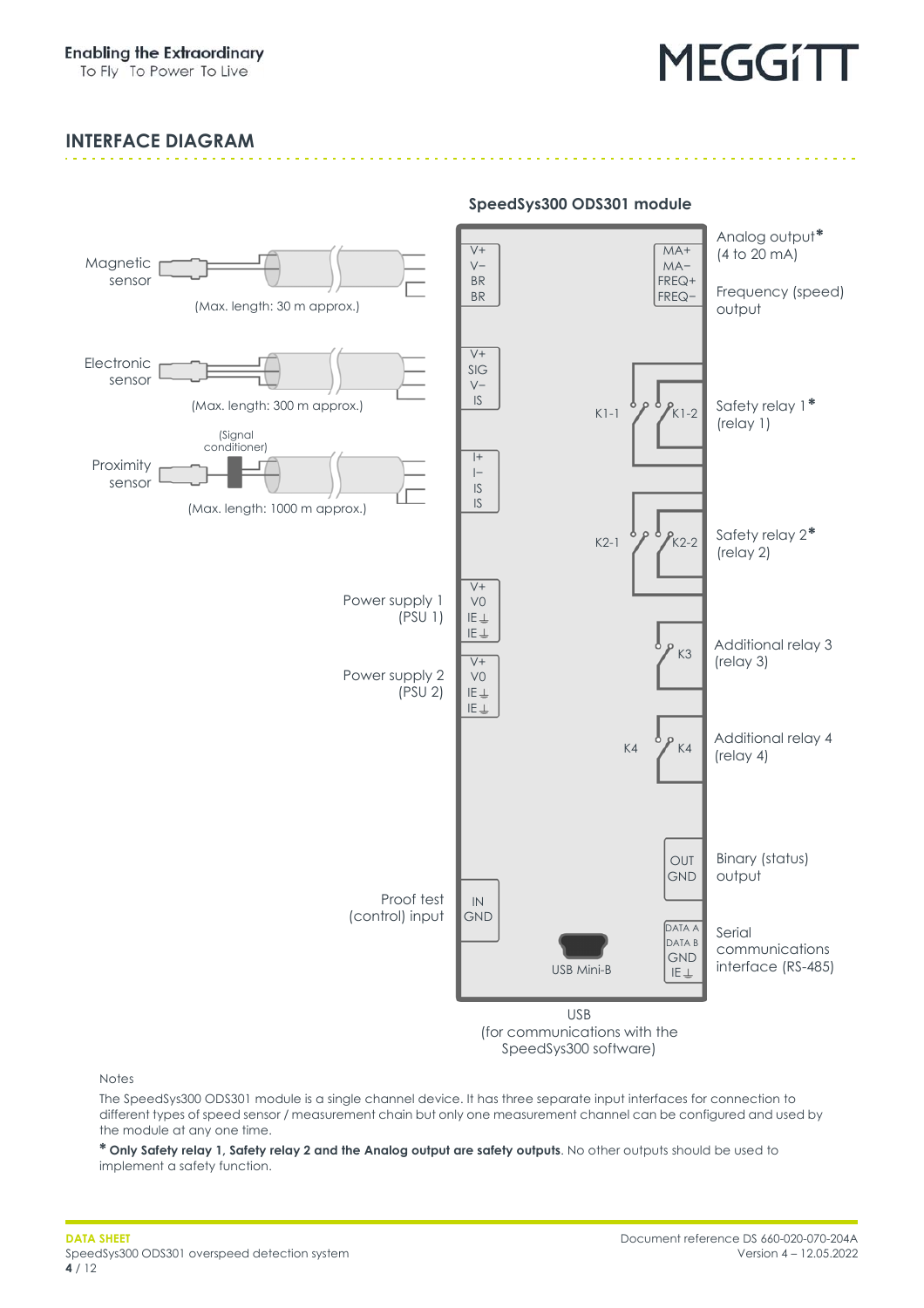## INTERFACE DIAGRAM

**SpeedSys300 ODS301 module**

Magnetic sensor — (Max. length: 30 m approx.) — V+, V−, BR, BR

Electronic sensor — (Max. length: 300 m approx.) — V+, SIG, V−, IS

Proximity sensor — (Signal conditioner) — (Max. length: 1000 m approx.) — I+, I−, IS, IS

Power supply 1 (PSU 1) — V+, V0, IE⏚, IE⏚

Power supply 2 (PSU 2) — V+, V0, IE⏚, IE⏚

Proof test (control) input — IN, GND

USB Mini-B — USB (for communications with the SpeedSys300 software)

Analog output* (4 to 20 mA) — MA+, MA−

Frequency (speed) output — FREQ+, FREQ−

Safety relay 1* (relay 1) — K1-1, K1-2

Safety relay 2* (relay 2) — K2-1, K2-2

Additional relay 3 (relay 3) — K3

Additional relay 4 (relay 4) — K4, K4

Binary (status) output — OUT, GND

Serial communications interface (RS-485) — DATA A, DATA B, GND, IE⏚

Notes

The SpeedSys300 ODS301 module is a single channel device. It has three separate input interfaces for connection to different types of speed sensor / measurement chain but only one measurement channel can be configured and used by the module at any one time.

* **Only Safety relay 1, Safety relay 2 and the Analog output are safety outputs**. No other outputs should be used to implement a safety function.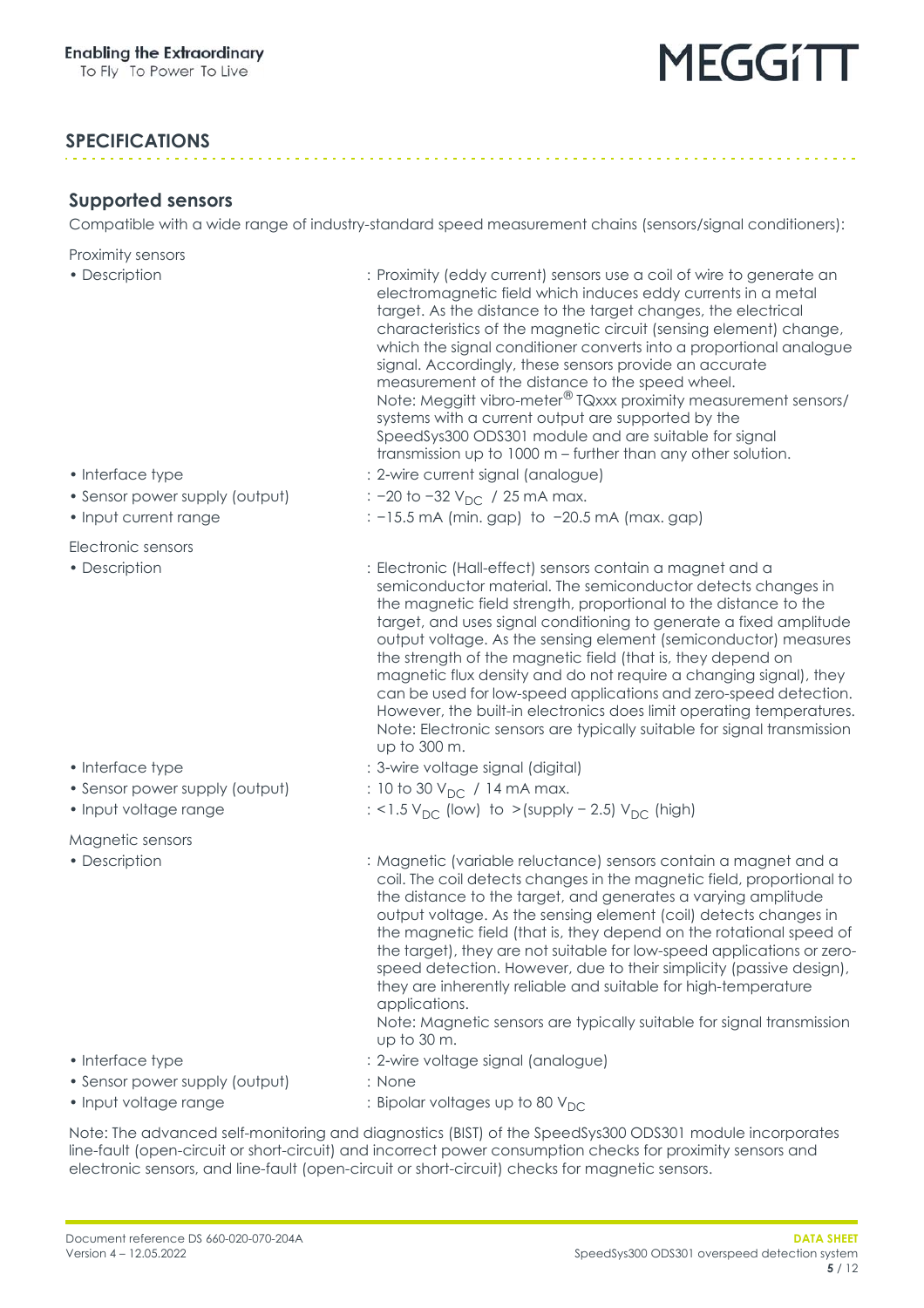## SPECIFICATIONS

### Supported sensors

Compatible with a wide range of industry-standard speed measurement chains (sensors/signal conditioners):

Proximity sensors

- Description : Proximity (eddy current) sensors use a coil of wire to generate an electromagnetic field which induces eddy currents in a metal target. As the distance to the target changes, the electrical characteristics of the magnetic circuit (sensing element) change, which the signal conditioner converts into a proportional analogue signal. Accordingly, these sensors provide an accurate measurement of the distance to the speed wheel.
  Note: Meggitt vibro-meter® TQxxx proximity measurement sensors/systems with a current output are supported by the SpeedSys300 ODS301 module and are suitable for signal transmission up to 1000 m – further than any other solution.
- Interface type : 2-wire current signal (analogue)
- Sensor power supply (output) : −20 to −32 $V_{DC}$ / 25 mA max.
- Input current range : −15.5 mA (min. gap) to −20.5 mA (max. gap)

Electronic sensors

- Description : Electronic (Hall-effect) sensors contain a magnet and a semiconductor material. The semiconductor detects changes in the magnetic field strength, proportional to the distance to the target, and uses signal conditioning to generate a fixed amplitude output voltage. As the sensing element (semiconductor) measures the strength of the magnetic field (that is, they depend on magnetic flux density and do not require a changing signal), they can be used for low-speed applications and zero-speed detection. However, the built-in electronics does limit operating temperatures.
  Note: Electronic sensors are typically suitable for signal transmission up to 300 m.
- Interface type : 3-wire voltage signal (digital)
- Sensor power supply (output) : 10 to 30 $V_{DC}$ / 14 mA max.
- Input voltage range : <1.5 $V_{DC}$ (low) to >(supply − 2.5) $V_{DC}$ (high)

Magnetic sensors

- Description : Magnetic (variable reluctance) sensors contain a magnet and a coil. The coil detects changes in the magnetic field, proportional to the distance to the target, and generates a varying amplitude output voltage. As the sensing element (coil) detects changes in the magnetic field (that is, they depend on the rotational speed of the target), they are not suitable for low-speed applications or zero-speed detection. However, due to their simplicity (passive design), they are inherently reliable and suitable for high-temperature applications.
  Note: Magnetic sensors are typically suitable for signal transmission up to 30 m.
- Interface type : 2-wire voltage signal (analogue)
- Sensor power supply (output) : None
- Input voltage range : Bipolar voltages up to 80 $V_{DC}$

Note: The advanced self-monitoring and diagnostics (BIST) of the SpeedSys300 ODS301 module incorporates line-fault (open-circuit or short-circuit) and incorrect power consumption checks for proximity sensors and electronic sensors, and line-fault (open-circuit or short-circuit) checks for magnetic sensors.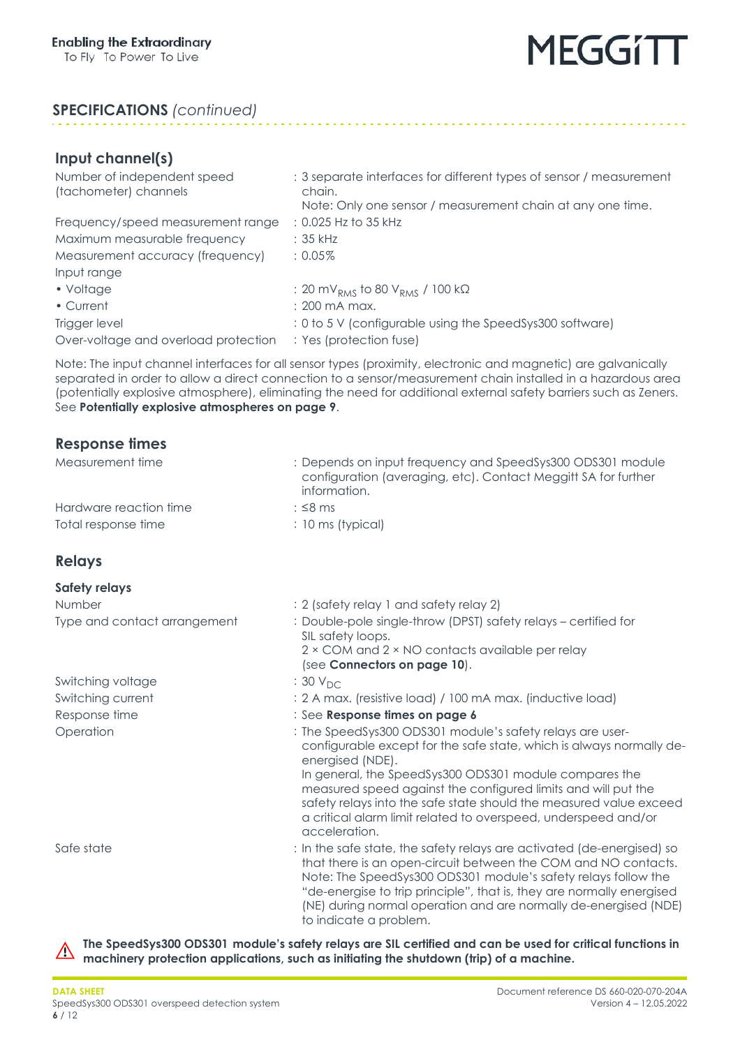## SPECIFICATIONS *(continued)*

### Input channel(s)

| | |
|---|---|
| Number of independent speed (tachometer) channels | : 3 separate interfaces for different types of sensor / measurement chain. Note: Only one sensor / measurement chain at any one time. |
| Frequency/speed measurement range | : 0.025 Hz to 35 kHz |
| Maximum measurable frequency | : 35 kHz |
| Measurement accuracy (frequency) | : 0.05% |
| Input range | |
| • Voltage | : 20 $mV_{RMS}$ to 80 $V_{RMS}$ / 100 kΩ |
| • Current | : 200 mA max. |
| Trigger level | : 0 to 5 V (configurable using the SpeedSys300 software) |
| Over-voltage and overload protection | : Yes (protection fuse) |

Note: The input channel interfaces for all sensor types (proximity, electronic and magnetic) are galvanically separated in order to allow a direct connection to a sensor/measurement chain installed in a hazardous area (potentially explosive atmosphere), eliminating the need for additional external safety barriers such as Zeners. See **Potentially explosive atmospheres on page 9**.

### Response times

| | |
|---|---|
| Measurement time | : Depends on input frequency and SpeedSys300 ODS301 module configuration (averaging, etc). Contact Meggitt SA for further information. |
| Hardware reaction time | : ≤8 ms |
| Total response time | : 10 ms (typical) |

### Relays

#### Safety relays

| | |
|---|---|
| Number | : 2 (safety relay 1 and safety relay 2) |
| Type and contact arrangement | : Double-pole single-throw (DPST) safety relays – certified for SIL safety loops. 2 × COM and 2 × NO contacts available per relay (see **Connectors on page 10**). |
| Switching voltage | : 30 $V_{DC}$ |
| Switching current | : 2 A max. (resistive load) / 100 mA max. (inductive load) |
| Response time | : See **Response times on page 6** |
| Operation | : The SpeedSys300 ODS301 module's safety relays are user-configurable except for the safe state, which is always normally de-energised (NDE). In general, the SpeedSys300 ODS301 module compares the measured speed against the configured limits and will put the safety relays into the safe state should the measured value exceed a critical alarm limit related to overspeed, underspeed and/or acceleration. |
| Safe state | : In the safe state, the safety relays are activated (de-energised) so that there is an open-circuit between the COM and NO contacts. Note: The SpeedSys300 ODS301 module's safety relays follow the "de-energise to trip principle", that is, they are normally energised (NE) during normal operation and are normally de-energised (NDE) to indicate a problem. |

⚠ **The SpeedSys300 ODS301 module's safety relays are SIL certified and can be used for critical functions in machinery protection applications, such as initiating the shutdown (trip) of a machine.**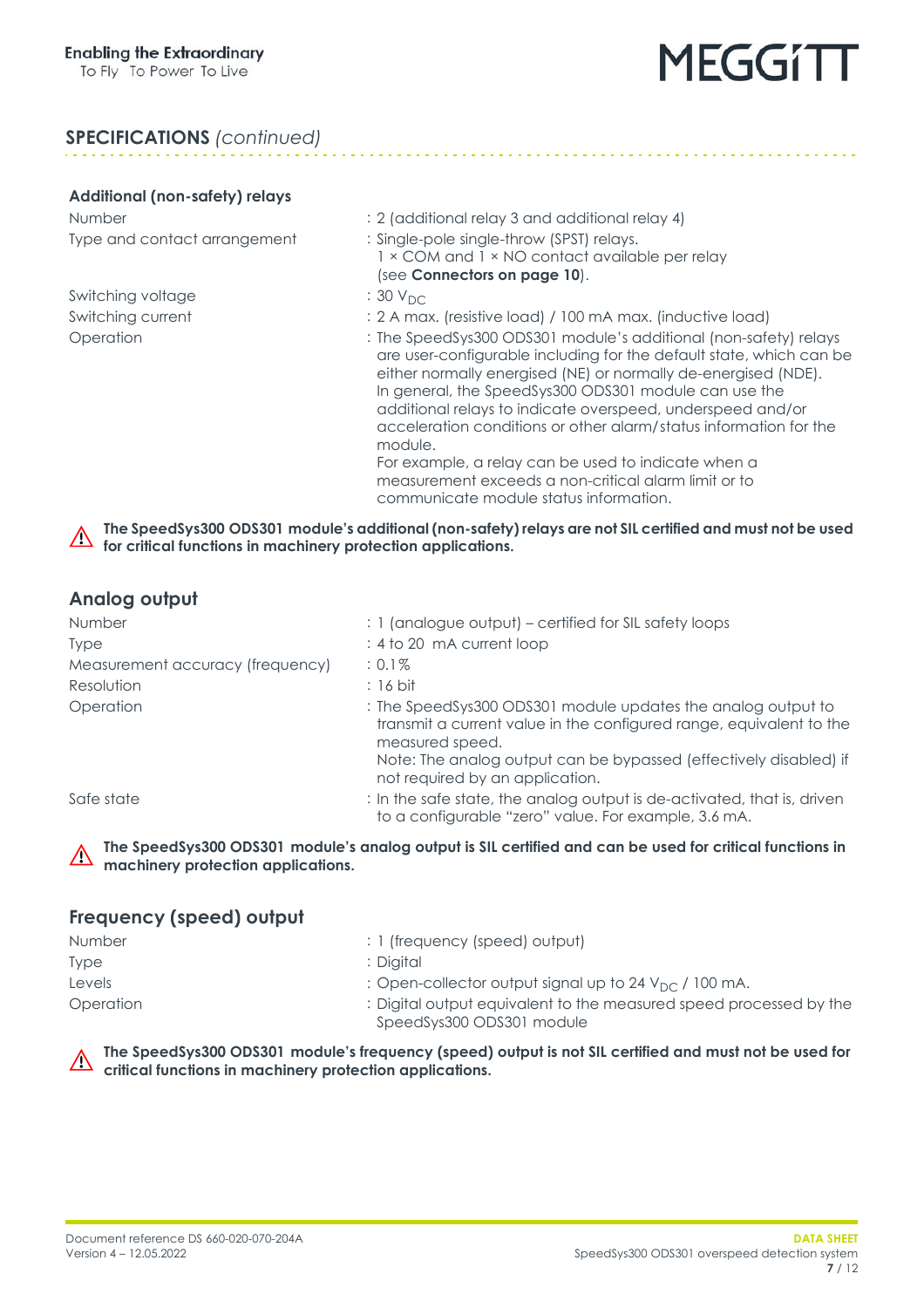## SPECIFICATIONS *(continued)*

### Additional (non-safety) relays

| | |
|---|---|
| Number | : 2 (additional relay 3 and additional relay 4) |
| Type and contact arrangement | : Single-pole single-throw (SPST) relays. 1 × COM and 1 × NO contact available per relay (see **Connectors on page 10**). |
| Switching voltage | : 30 $V_{DC}$ |
| Switching current | : 2 A max. (resistive load) / 100 mA max. (inductive load) |
| Operation | : The SpeedSys300 ODS301 module's additional (non-safety) relays are user-configurable including for the default state, which can be either normally energised (NE) or normally de-energised (NDE). In general, the SpeedSys300 ODS301 module can use the additional relays to indicate overspeed, underspeed and/or acceleration conditions or other alarm/status information for the module. For example, a relay can be used to indicate when a measurement exceeds a non-critical alarm limit or to communicate module status information. |

⚠ **The SpeedSys300 ODS301 module's additional (non-safety) relays are not SIL certified and must not be used for critical functions in machinery protection applications.**

### Analog output

| | |
|---|---|
| Number | : 1 (analogue output) – certified for SIL safety loops |
| Type | : 4 to 20 mA current loop |
| Measurement accuracy (frequency) | : 0.1% |
| Resolution | : 16 bit |
| Operation | : The SpeedSys300 ODS301 module updates the analog output to transmit a current value in the configured range, equivalent to the measured speed. Note: The analog output can be bypassed (effectively disabled) if not required by an application. |
| Safe state | : In the safe state, the analog output is de-activated, that is, driven to a configurable "zero" value. For example, 3.6 mA. |

⚠ **The SpeedSys300 ODS301 module's analog output is SIL certified and can be used for critical functions in machinery protection applications.**

### Frequency (speed) output

| | |
|---|---|
| Number | : 1 (frequency (speed) output) |
| Type | : Digital |
| Levels | : Open-collector output signal up to 24 $V_{DC}$ / 100 mA. |
| Operation | : Digital output equivalent to the measured speed processed by the SpeedSys300 ODS301 module |

⚠ **The SpeedSys300 ODS301 module's frequency (speed) output is not SIL certified and must not be used for critical functions in machinery protection applications.**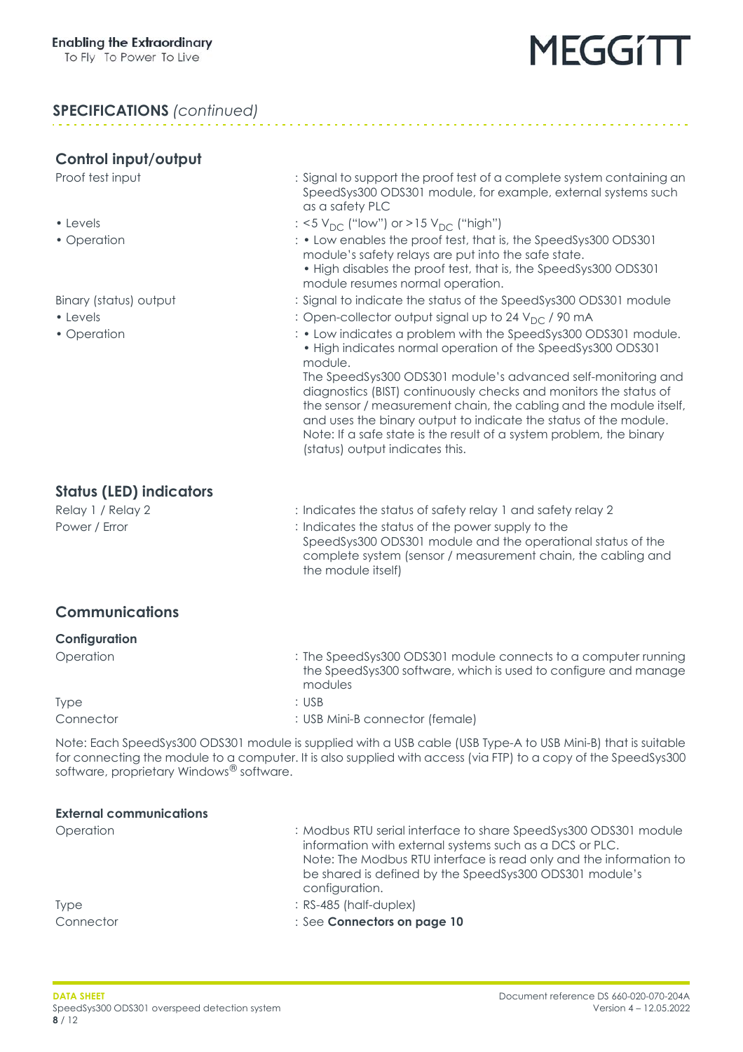## SPECIFICATIONS *(continued)*

### Control input/output

| | |
|---|---|
| Proof test input | : Signal to support the proof test of a complete system containing an SpeedSys300 ODS301 module, for example, external systems such as a safety PLC |
| • Levels | : <5 $V_{DC}$ ("low") or >15 $V_{DC}$ ("high") |
| • Operation | : • Low enables the proof test, that is, the SpeedSys300 ODS301 module's safety relays are put into the safe state. • High disables the proof test, that is, the SpeedSys300 ODS301 module resumes normal operation. |
| Binary (status) output | : Signal to indicate the status of the SpeedSys300 ODS301 module |
| • Levels | : Open-collector output signal up to 24 $V_{DC}$ / 90 mA |
| • Operation | : • Low indicates a problem with the SpeedSys300 ODS301 module. • High indicates normal operation of the SpeedSys300 ODS301 module. The SpeedSys300 ODS301 module's advanced self-monitoring and diagnostics (BIST) continuously checks and monitors the status of the sensor / measurement chain, the cabling and the module itself, and uses the binary output to indicate the status of the module. Note: If a safe state is the result of a system problem, the binary (status) output indicates this. |

### Status (LED) indicators

| | |
|---|---|
| Relay 1 / Relay 2 | : Indicates the status of safety relay 1 and safety relay 2 |
| Power / Error | : Indicates the status of the power supply to the SpeedSys300 ODS301 module and the operational status of the complete system (sensor / measurement chain, the cabling and the module itself) |

### Communications

#### Configuration

| | |
|---|---|
| Operation | : The SpeedSys300 ODS301 module connects to a computer running the SpeedSys300 software, which is used to configure and manage modules |
| Type | : USB |
| Connector | : USB Mini-B connector (female) |

Note: Each SpeedSys300 ODS301 module is supplied with a USB cable (USB Type-A to USB Mini-B) that is suitable for connecting the module to a computer. It is also supplied with access (via FTP) to a copy of the SpeedSys300 software, proprietary Windows® software.

#### External communications

| | |
|---|---|
| Operation | : Modbus RTU serial interface to share SpeedSys300 ODS301 module information with external systems such as a DCS or PLC. Note: The Modbus RTU interface is read only and the information to be shared is defined by the SpeedSys300 ODS301 module's configuration. |
| Type | : RS-485 (half-duplex) |
| Connector | : See **Connectors on page 10** |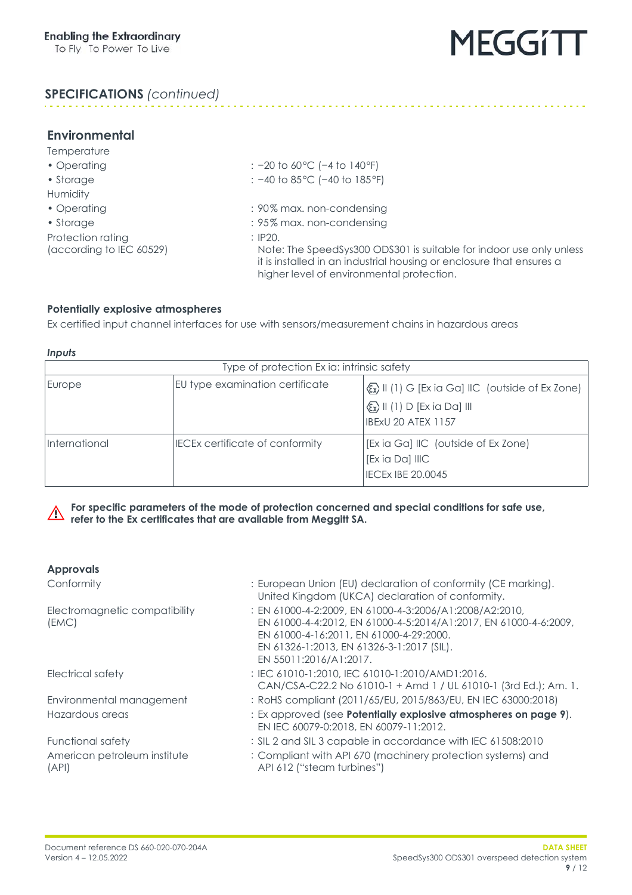## SPECIFICATIONS *(continued)*

### Environmental

Temperature

- Operating : −20 to 60°C (−4 to 140°F)
- Storage : −40 to 85°C (−40 to 185°F)

Humidity

- Operating : 90% max. non-condensing
- Storage : 95% max. non-condensing

Protection rating (according to IEC 60529) : IP20.
Note: The SpeedSys300 ODS301 is suitable for indoor use only unless it is installed in an industrial housing or enclosure that ensures a higher level of environmental protection.

#### Potentially explosive atmospheres

Ex certified input channel interfaces for use with sensors/measurement chains in hazardous areas

***Inputs***

| Type of protection Ex ia: intrinsic safety | | |
|---|---|---|
| Europe | EU type examination certificate | Ⓔx II (1) G [Ex ia Ga] IIC (outside of Ex Zone)<br>Ⓔx II (1) D [Ex ia Da] III<br>IBExU 20 ATEX 1157 |
| International | IECEx certificate of conformity | [Ex ia Ga] IIC (outside of Ex Zone)<br>[Ex ia Da] IIIC<br>IECEx IBE 20.0045 |

⚠ **For specific parameters of the mode of protection concerned and special conditions for safe use, refer to the Ex certificates that are available from Meggitt SA.**

#### Approvals

Conformity : European Union (EU) declaration of conformity (CE marking).
United Kingdom (UKCA) declaration of conformity.

Electromagnetic compatibility (EMC) : EN 61000-4-2:2009, EN 61000-4-3:2006/A1:2008/A2:2010,
EN 61000-4-4:2012, EN 61000-4-5:2014/A1:2017, EN 61000-4-6:2009,
EN 61000-4-16:2011, EN 61000-4-29:2000.
EN 61326-1:2013, EN 61326-3-1:2017 (SIL).
EN 55011:2016/A1:2017.

Electrical safety : IEC 61010-1:2010, IEC 61010-1:2010/AMD1:2016.
CAN/CSA-C22.2 No 61010-1 + Amd 1 / UL 61010-1 (3rd Ed.); Am. 1.

Environmental management : RoHS compliant (2011/65/EU, 2015/863/EU, EN IEC 63000:2018)

Hazardous areas : Ex approved (see **Potentially explosive atmospheres on page 9**).
EN IEC 60079-0:2018, EN 60079-11:2012.

Functional safety : SIL 2 and SIL 3 capable in accordance with IEC 61508:2010

American petroleum institute (API) : Compliant with API 670 (machinery protection systems) and API 612 ("steam turbines")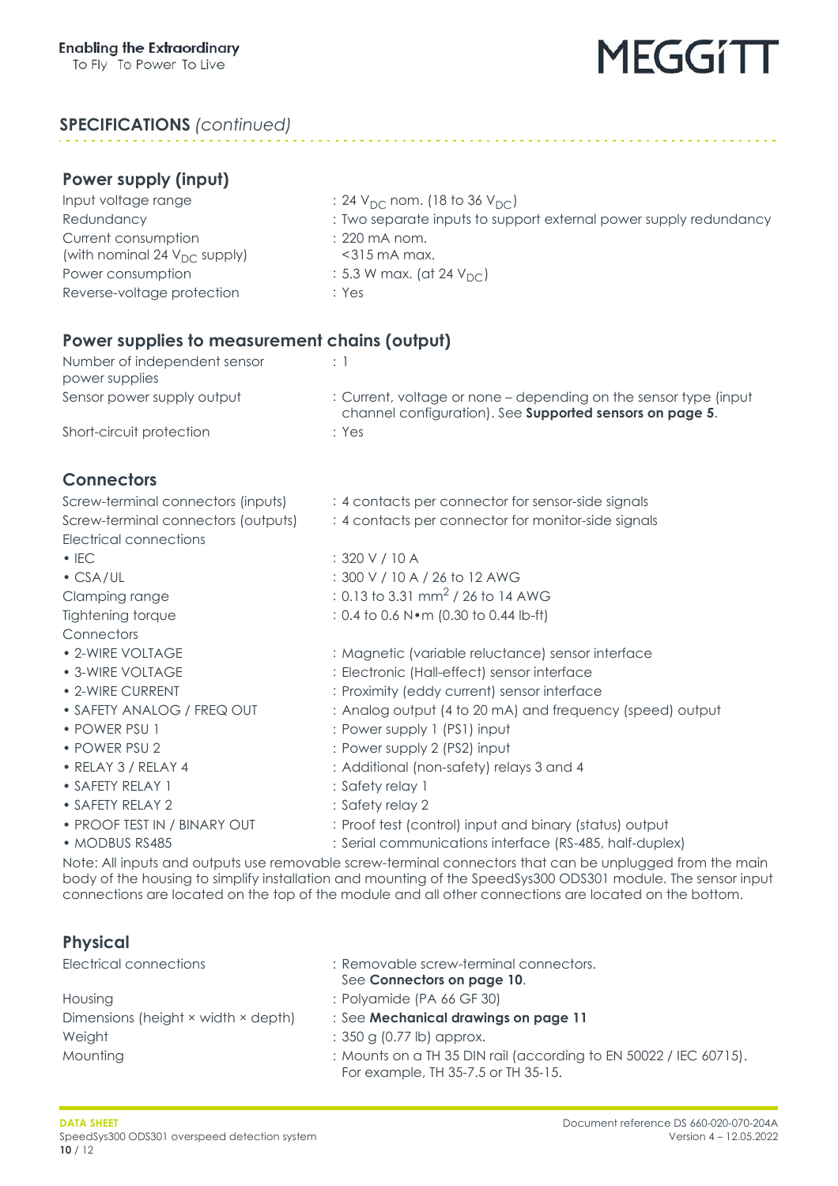## SPECIFICATIONS *(continued)*

### Power supply (input)

| | |
|---|---|
| Input voltage range | : 24 $V_{DC}$ nom. (18 to 36 $V_{DC}$) |
| Redundancy | : Two separate inputs to support external power supply redundancy |
| Current consumption (with nominal 24 $V_{DC}$ supply) | : 220 mA nom. <315 mA max. |
| Power consumption | : 5.3 W max. (at 24 $V_{DC}$) |
| Reverse-voltage protection | : Yes |

### Power supplies to measurement chains (output)

| | |
|---|---|
| Number of independent sensor power supplies | : 1 |
| Sensor power supply output | : Current, voltage or none – depending on the sensor type (input channel configuration). See **Supported sensors on page 5**. |
| Short-circuit protection | : Yes |

### Connectors

| | |
|---|---|
| Screw-terminal connectors (inputs) | : 4 contacts per connector for sensor-side signals |
| Screw-terminal connectors (outputs) | : 4 contacts per connector for monitor-side signals |
| Electrical connections | |
| • IEC | : 320 V / 10 A |
| • CSA/UL | : 300 V / 10 A / 26 to 12 AWG |
| Clamping range | : 0.13 to 3.31 mm$^2$ / 26 to 14 AWG |
| Tightening torque | : 0.4 to 0.6 N•m (0.30 to 0.44 lb-ft) |
| Connectors | |
| • 2-WIRE VOLTAGE | : Magnetic (variable reluctance) sensor interface |
| • 3-WIRE VOLTAGE | : Electronic (Hall-effect) sensor interface |
| • 2-WIRE CURRENT | : Proximity (eddy current) sensor interface |
| • SAFETY ANALOG / FREQ OUT | : Analog output (4 to 20 mA) and frequency (speed) output |
| • POWER PSU 1 | : Power supply 1 (PS1) input |
| • POWER PSU 2 | : Power supply 2 (PS2) input |
| • RELAY 3 / RELAY 4 | : Additional (non-safety) relays 3 and 4 |
| • SAFETY RELAY 1 | : Safety relay 1 |
| • SAFETY RELAY 2 | : Safety relay 2 |
| • PROOF TEST IN / BINARY OUT | : Proof test (control) input and binary (status) output |
| • MODBUS RS485 | : Serial communications interface (RS-485, half-duplex) |

Note: All inputs and outputs use removable screw-terminal connectors that can be unplugged from the main body of the housing to simplify installation and mounting of the SpeedSys300 ODS301 module. The sensor input connections are located on the top of the module and all other connections are located on the bottom.

### Physical

| | |
|---|---|
| Electrical connections | : Removable screw-terminal connectors. See **Connectors on page 10**. |
| Housing | : Polyamide (PA 66 GF 30) |
| Dimensions (height × width × depth) | : See **Mechanical drawings on page 11** |
| Weight | : 350 g (0.77 lb) approx. |
| Mounting | : Mounts on a TH 35 DIN rail (according to EN 50022 / IEC 60715). For example, TH 35-7.5 or TH 35-15. |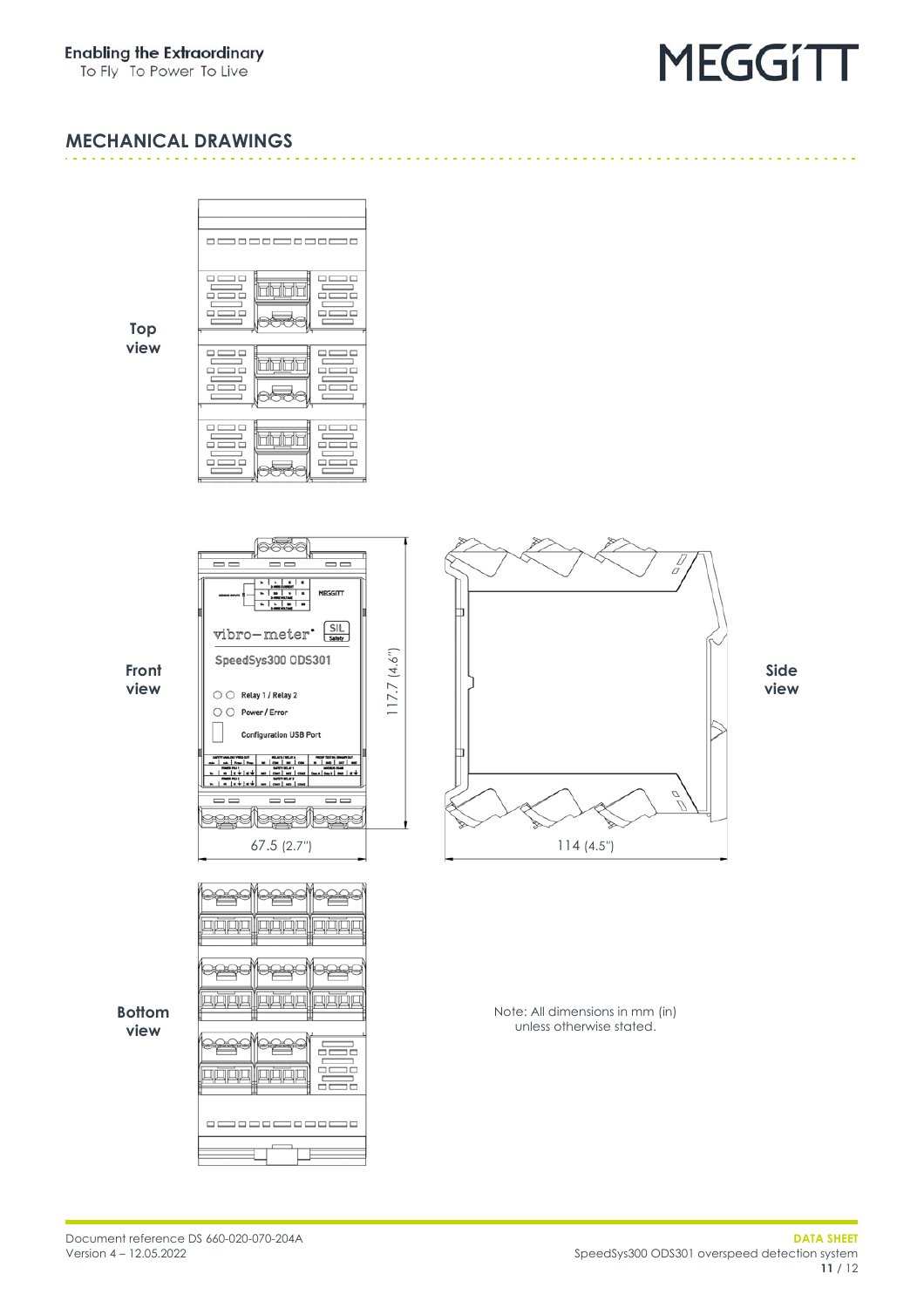## MECHANICAL DRAWINGS

Top view

Front view

Side view

117.7 (4.6")

67.5 (2.7")

114 (4.5")

Bottom view

Note: All dimensions in mm (in) unless otherwise stated.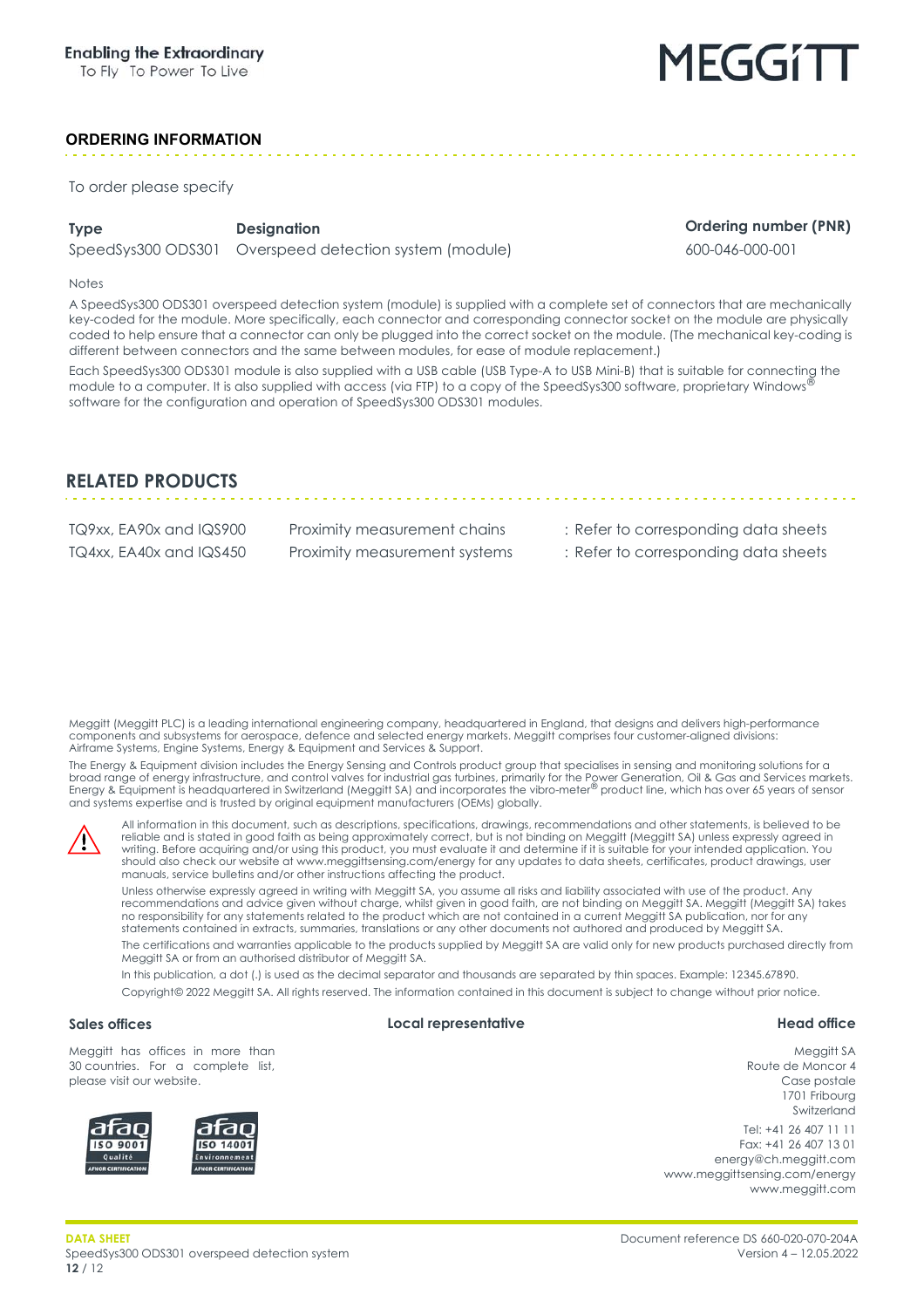## ORDERING INFORMATION

To order please specify

| Type | Designation | Ordering number (PNR) |
|---|---|---|
| SpeedSys300 ODS301 | Overspeed detection system (module) | 600-046-000-001 |

Notes

A SpeedSys300 ODS301 overspeed detection system (module) is supplied with a complete set of connectors that are mechanically key-coded for the module. More specifically, each connector and corresponding connector socket on the module are physically coded to help ensure that a connector can only be plugged into the correct socket on the module. (The mechanical key-coding is different between connectors and the same between modules, for ease of module replacement.)

Each SpeedSys300 ODS301 module is also supplied with a USB cable (USB Type-A to USB Mini-B) that is suitable for connecting the module to a computer. It is also supplied with access (via FTP) to a copy of the SpeedSys300 software, proprietary Windows® software for the configuration and operation of SpeedSys300 ODS301 modules.

## RELATED PRODUCTS

| | | |
|---|---|---|
| TQ9xx, EA90x and IQS900 | Proximity measurement chains | : Refer to corresponding data sheets |
| TQ4xx, EA40x and IQS450 | Proximity measurement systems | : Refer to corresponding data sheets |

Meggitt (Meggitt PLC) is a leading international engineering company, headquartered in England, that designs and delivers high-performance components and subsystems for aerospace, defence and selected energy markets. Meggitt comprises four customer-aligned divisions: Airframe Systems, Engine Systems, Energy & Equipment and Services & Support.

The Energy & Equipment division includes the Energy Sensing and Controls product group that specialises in sensing and monitoring solutions for a broad range of energy infrastructure, and control valves for industrial gas turbines, primarily for the Power Generation, Oil & Gas and Services markets. Energy & Equipment is headquartered in Switzerland (Meggitt SA) and incorporates the vibro-meter® product line, which has over 65 years of sensor and systems expertise and is trusted by original equipment manufacturers (OEMs) globally.

All information in this document, such as descriptions, specifications, drawings, recommendations and other statements, is believed to be reliable and is stated in good faith as being approximately correct, but is not binding on Meggitt (Meggitt SA) unless expressly agreed in writing. Before acquiring and/or using this product, you must evaluate it and determine if it is suitable for your intended application. You should also check our website at www.meggittsensing.com/energy for any updates to data sheets, certificates, product drawings, user manuals, service bulletins and/or other instructions affecting the product.

Unless otherwise expressly agreed in writing with Meggitt SA, you assume all risks and liability associated with use of the product. Any recommendations and advice given without charge, whilst given in good faith, are not binding on Meggitt SA. Meggitt (Meggitt SA) takes no responsibility for any statements related to the product which are not contained in a current Meggitt SA publication, nor for any statements contained in extracts, summaries, translations or any other documents not authored and produced by Meggitt SA.

The certifications and warranties applicable to the products supplied by Meggitt SA are valid only for new products purchased directly from Meggitt SA or from an authorised distributor of Meggitt SA.

In this publication, a dot (.) is used as the decimal separator and thousands are separated by thin spaces. Example: 12345.67890.

Copyright© 2022 Meggitt SA. All rights reserved. The information contained in this document is subject to change without prior notice.

**Sales offices**

Meggitt has offices in more than 30 countries. For a complete list, please visit our website.

**Local representative**

**Head office**

Meggitt SA
Route de Moncor 4
Case postale
1701 Fribourg
Switzerland

Tel: +41 26 407 11 11
Fax: +41 26 407 13 01
energy@ch.meggitt.com
www.meggittsensing.com/energy
www.meggitt.com

Document reference DS 660-020-070-204A
Version 4 – 12.05.2022